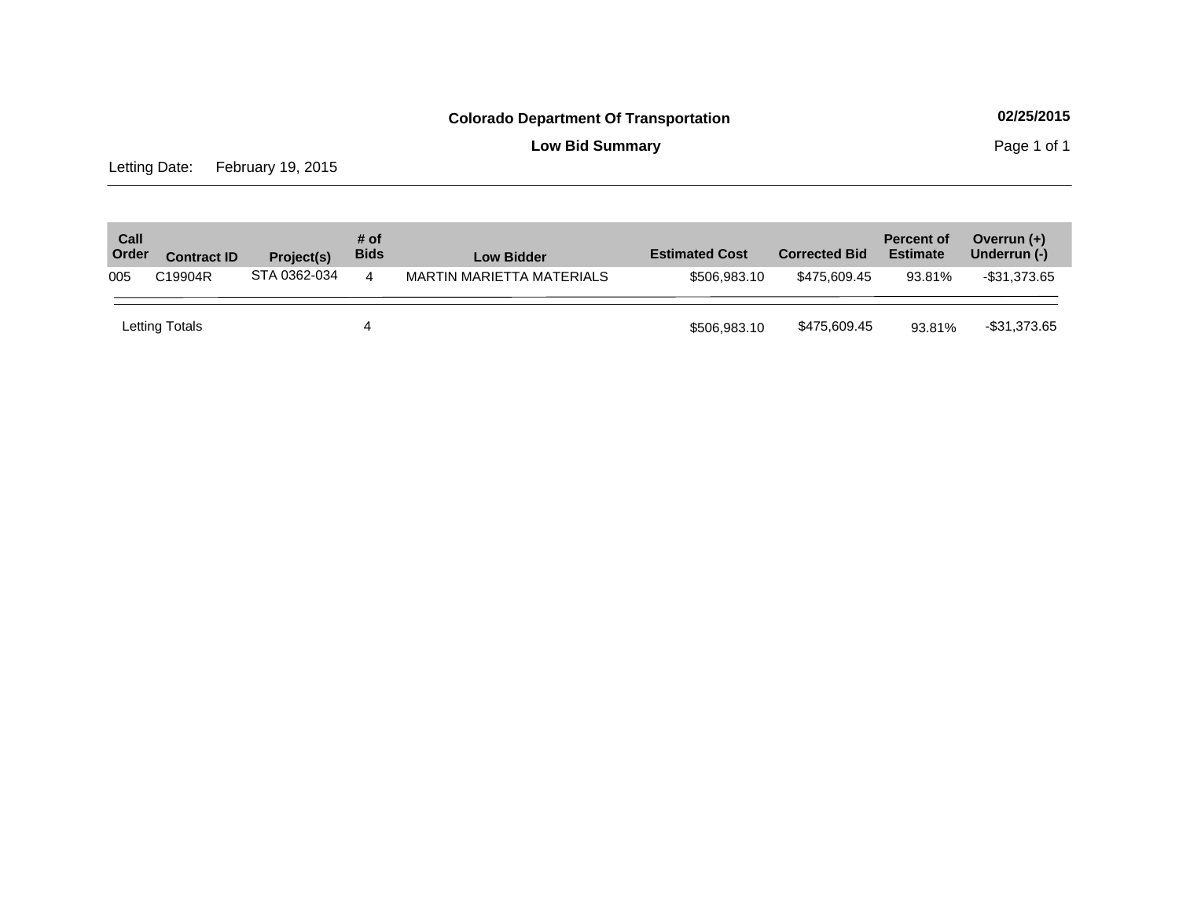# Colorado Department Of Transportation

02/25/2015

## Low Bid Summary

Letting Date: February 19, 2015

| Call Order | Contract ID | Project(s) | # of Bids | Low Bidder | Estimated Cost | Corrected Bid | Percent of Estimate | Overrun (+) Underrun (-) |
|---|---|---|---|---|---|---|---|---|
| 005 | C19904R | STA 0362-034 | 4 | MARTIN MARIETTA MATERIALS | $506,983.10 | $475,609.45 | 93.81% | -$31,373.65 |
| Letting Totals | | | 4 | | $506,983.10 | $475,609.45 | 93.81% | -$31,373.65 |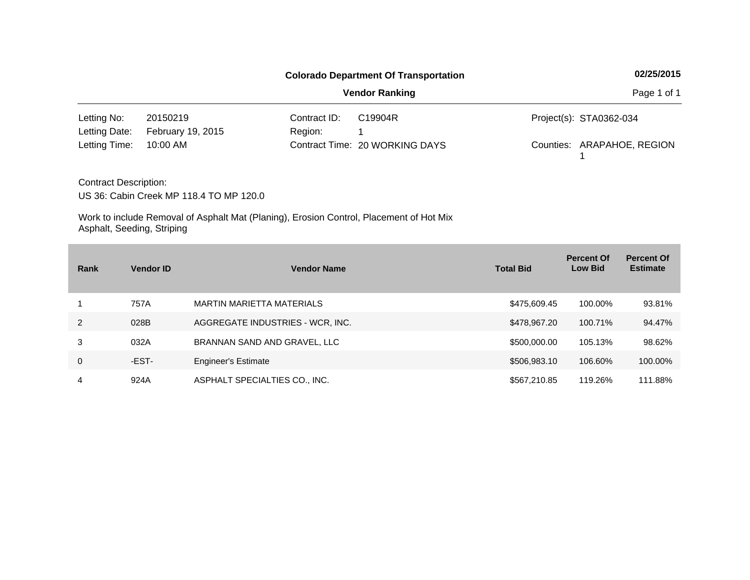**Colorado Department Of Transportation** **02/25/2015**

**Vendor Ranking**

| | | | | | |
|---|---|---|---|---|---|
| Letting No: | 20150219 | Contract ID: | C19904R | Project(s): | STA0362-034 |
| Letting Date: | February 19, 2015 | Region: | 1 | | |
| Letting Time: | 10:00 AM | Contract Time: | 20 WORKING DAYS | Counties: | ARAPAHOE, REGION 1 |

Contract Description:

US 36: Cabin Creek MP 118.4 TO MP 120.0

Work to include Removal of Asphalt Mat (Planing), Erosion Control, Placement of Hot Mix Asphalt, Seeding, Striping

| Rank | Vendor ID | Vendor Name | Total Bid | Percent Of Low Bid | Percent Of Estimate |
|---|---|---|---|---|---|
| 1 | 757A | MARTIN MARIETTA MATERIALS | $475,609.45 | 100.00% | 93.81% |
| 2 | 028B | AGGREGATE INDUSTRIES - WCR, INC. | $478,967.20 | 100.71% | 94.47% |
| 3 | 032A | BRANNAN SAND AND GRAVEL, LLC | $500,000.00 | 105.13% | 98.62% |
| 0 | -EST- | Engineer's Estimate | $506,983.10 | 106.60% | 100.00% |
| 4 | 924A | ASPHALT SPECIALTIES CO., INC. | $567,210.85 | 119.26% | 111.88% |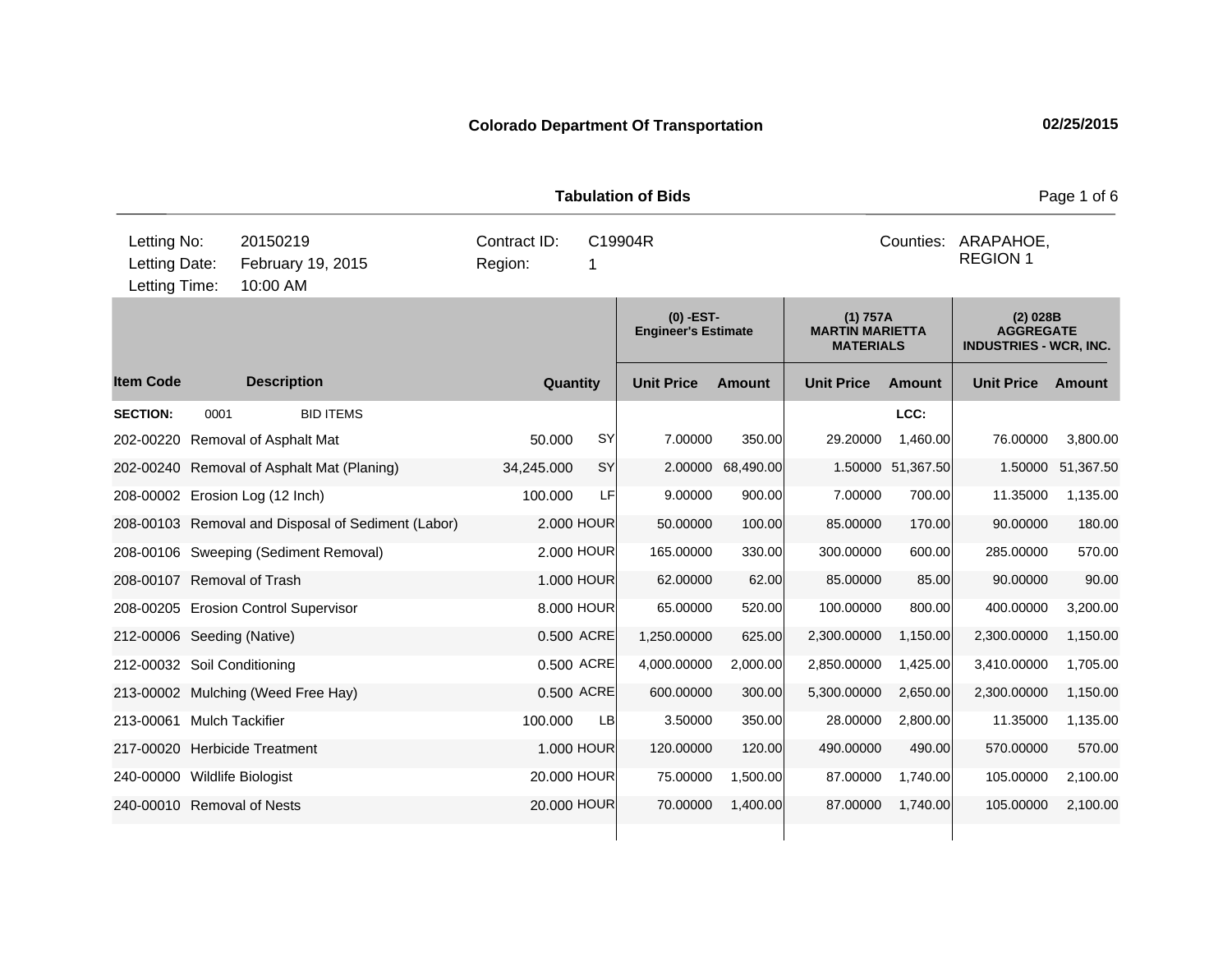**Colorado Department Of Transportation** 02/25/2015

**Tabulation of Bids**

| | | | | | |
|---|---|---|---|---|---|
| Letting No: | 20150219 | Contract ID: | C19904R | Counties: | ARAPAHOE, REGION 1 |
| Letting Date: | February 19, 2015 | Region: | 1 | | |
| Letting Time: | 10:00 AM | | | | |

| | | | | (0) -EST- Engineer's Estimate | | (1) 757A MARTIN MARIETTA MATERIALS | | (2) 028B AGGREGATE INDUSTRIES - WCR, INC. | |
|---|---|---|---|---|---|---|---|---|---|
| **Item Code** | **Description** | **Quantity** | | **Unit Price** | **Amount** | **Unit Price** | **Amount** | **Unit Price** | **Amount** |
| **SECTION:** | 0001 BID ITEMS | | | | | | LCC: | | |
| 202-00220 | Removal of Asphalt Mat | 50.000 | SY | 7.00000 | 350.00 | 29.20000 | 1,460.00 | 76.00000 | 3,800.00 |
| 202-00240 | Removal of Asphalt Mat (Planing) | 34,245.000 | SY | 2.00000 | 68,490.00 | 1.50000 | 51,367.50 | 1.50000 | 51,367.50 |
| 208-00002 | Erosion Log (12 Inch) | 100.000 | LF | 9.00000 | 900.00 | 7.00000 | 700.00 | 11.35000 | 1,135.00 |
| 208-00103 | Removal and Disposal of Sediment (Labor) | 2.000 | HOUR | 50.00000 | 100.00 | 85.00000 | 170.00 | 90.00000 | 180.00 |
| 208-00106 | Sweeping (Sediment Removal) | 2.000 | HOUR | 165.00000 | 330.00 | 300.00000 | 600.00 | 285.00000 | 570.00 |
| 208-00107 | Removal of Trash | 1.000 | HOUR | 62.00000 | 62.00 | 85.00000 | 85.00 | 90.00000 | 90.00 |
| 208-00205 | Erosion Control Supervisor | 8.000 | HOUR | 65.00000 | 520.00 | 100.00000 | 800.00 | 400.00000 | 3,200.00 |
| 212-00006 | Seeding (Native) | 0.500 | ACRE | 1,250.00000 | 625.00 | 2,300.00000 | 1,150.00 | 2,300.00000 | 1,150.00 |
| 212-00032 | Soil Conditioning | 0.500 | ACRE | 4,000.00000 | 2,000.00 | 2,850.00000 | 1,425.00 | 3,410.00000 | 1,705.00 |
| 213-00002 | Mulching (Weed Free Hay) | 0.500 | ACRE | 600.00000 | 300.00 | 5,300.00000 | 2,650.00 | 2,300.00000 | 1,150.00 |
| 213-00061 | Mulch Tackifier | 100.000 | LB | 3.50000 | 350.00 | 28.00000 | 2,800.00 | 11.35000 | 1,135.00 |
| 217-00020 | Herbicide Treatment | 1.000 | HOUR | 120.00000 | 120.00 | 490.00000 | 490.00 | 570.00000 | 570.00 |
| 240-00000 | Wildlife Biologist | 20.000 | HOUR | 75.00000 | 1,500.00 | 87.00000 | 1,740.00 | 105.00000 | 2,100.00 |
| 240-00010 | Removal of Nests | 20.000 | HOUR | 70.00000 | 1,400.00 | 87.00000 | 1,740.00 | 105.00000 | 2,100.00 |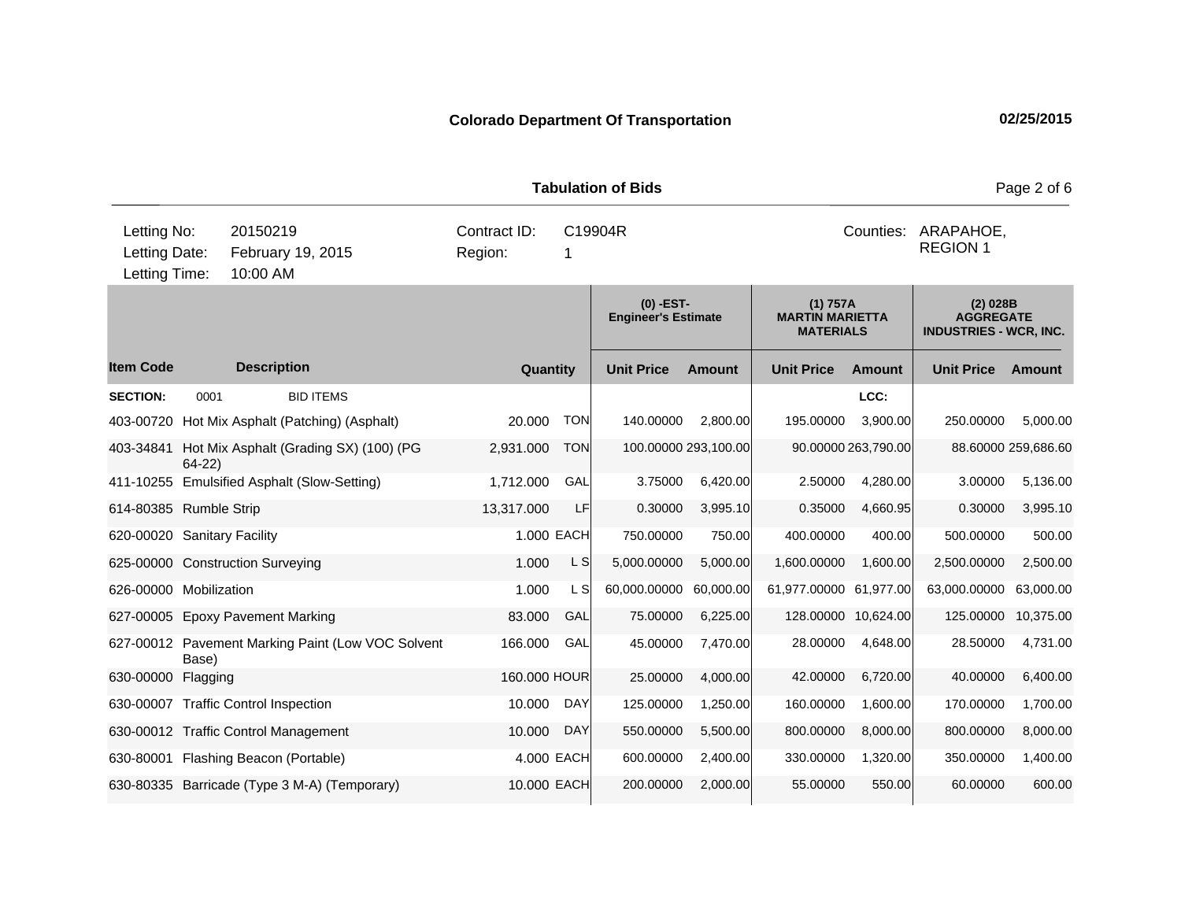**Colorado Department Of Transportation** 02/25/2015

**Tabulation of Bids**

| Letting No: | 20150219 | Contract ID: | C19904R | Counties: | ARAPAHOE, REGION 1 |
|---|---|---|---|---|---|
| Letting Date: | February 19, 2015 | Region: | 1 | | |
| Letting Time: | 10:00 AM | | | | |

| Item Code | Description | Quantity | | (0) -EST- Engineer's Estimate | | (1) 757A MARTIN MARIETTA MATERIALS | | (2) 028B AGGREGATE INDUSTRIES - WCR, INC. | |
|---|---|---|---|---|---|---|---|---|---|
| | | | | Unit Price | Amount | Unit Price | Amount | Unit Price | Amount |
| **SECTION:** | 0001 BID ITEMS | | | | | | LCC: | | |
| 403-00720 | Hot Mix Asphalt (Patching) (Asphalt) | 20.000 | TON | 140.00000 | 2,800.00 | 195.00000 | 3,900.00 | 250.00000 | 5,000.00 |
| 403-34841 | Hot Mix Asphalt (Grading SX) (100) (PG 64-22) | 2,931.000 | TON | 100.00000 | 293,100.00 | 90.00000 | 263,790.00 | 88.60000 | 259,686.60 |
| 411-10255 | Emulsified Asphalt (Slow-Setting) | 1,712.000 | GAL | 3.75000 | 6,420.00 | 2.50000 | 4,280.00 | 3.00000 | 5,136.00 |
| 614-80385 | Rumble Strip | 13,317.000 | LF | 0.30000 | 3,995.10 | 0.35000 | 4,660.95 | 0.30000 | 3,995.10 |
| 620-00020 | Sanitary Facility | 1.000 | EACH | 750.00000 | 750.00 | 400.00000 | 400.00 | 500.00000 | 500.00 |
| 625-00000 | Construction Surveying | 1.000 | L S | 5,000.00000 | 5,000.00 | 1,600.00000 | 1,600.00 | 2,500.00000 | 2,500.00 |
| 626-00000 | Mobilization | 1.000 | L S | 60,000.00000 | 60,000.00 | 61,977.00000 | 61,977.00 | 63,000.00000 | 63,000.00 |
| 627-00005 | Epoxy Pavement Marking | 83.000 | GAL | 75.00000 | 6,225.00 | 128.00000 | 10,624.00 | 125.00000 | 10,375.00 |
| 627-00012 | Pavement Marking Paint (Low VOC Solvent Base) | 166.000 | GAL | 45.00000 | 7,470.00 | 28.00000 | 4,648.00 | 28.50000 | 4,731.00 |
| 630-00000 | Flagging | 160.000 | HOUR | 25.00000 | 4,000.00 | 42.00000 | 6,720.00 | 40.00000 | 6,400.00 |
| 630-00007 | Traffic Control Inspection | 10.000 | DAY | 125.00000 | 1,250.00 | 160.00000 | 1,600.00 | 170.00000 | 1,700.00 |
| 630-00012 | Traffic Control Management | 10.000 | DAY | 550.00000 | 5,500.00 | 800.00000 | 8,000.00 | 800.00000 | 8,000.00 |
| 630-80001 | Flashing Beacon (Portable) | 4.000 | EACH | 600.00000 | 2,400.00 | 330.00000 | 1,320.00 | 350.00000 | 1,400.00 |
| 630-80335 | Barricade (Type 3 M-A) (Temporary) | 10.000 | EACH | 200.00000 | 2,000.00 | 55.00000 | 550.00 | 60.00000 | 600.00 |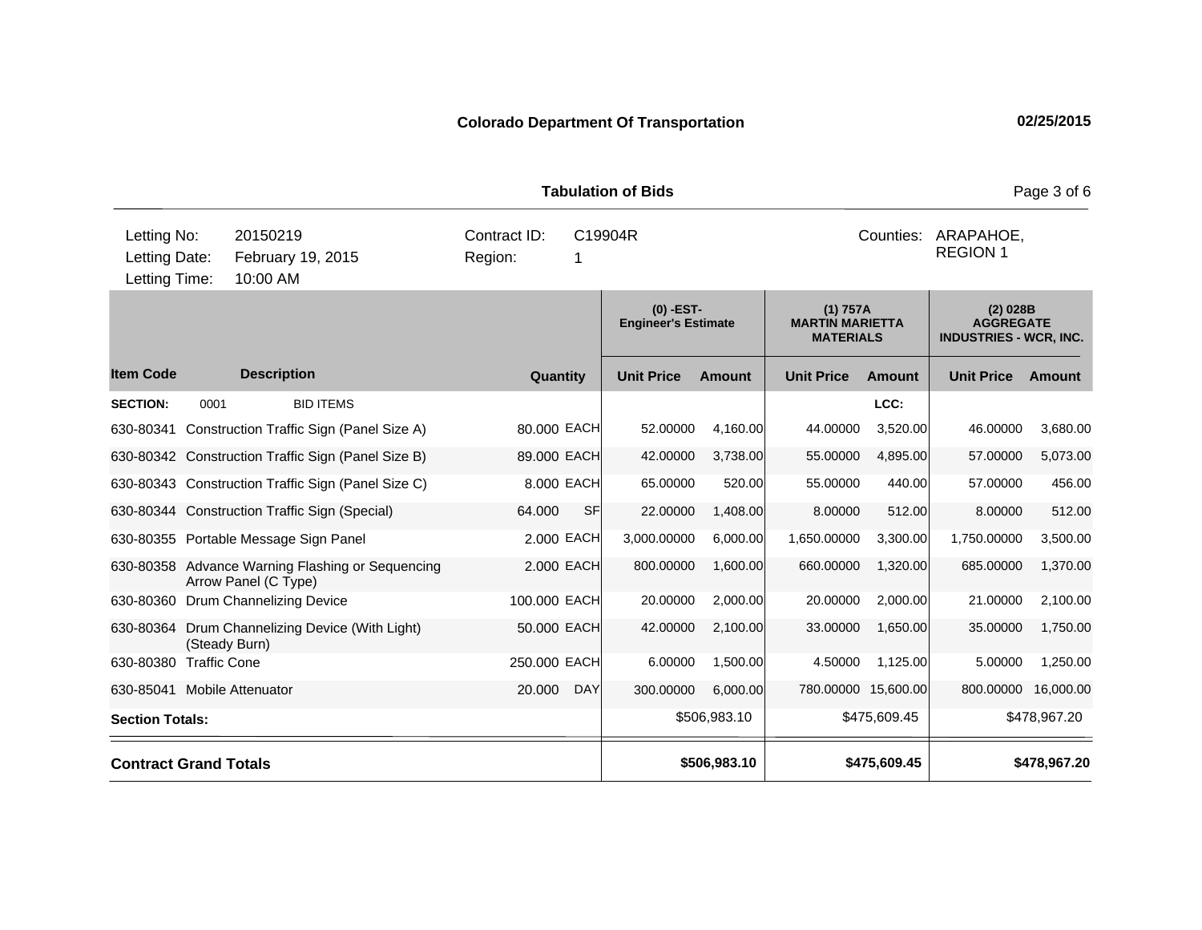**Colorado Department Of Transportation** 02/25/2015

**Tabulation of Bids**

| Letting No: | 20150219 | Contract ID: | C19904R | Counties: | ARAPAHOE, REGION 1 |
|---|---|---|---|---|---|
| Letting Date: | February 19, 2015 | Region: | 1 | | |
| Letting Time: | 10:00 AM | | | | |

| | | | | (0) -EST- Engineer's Estimate | | (1) 757A MARTIN MARIETTA MATERIALS | | (2) 028B AGGREGATE INDUSTRIES - WCR, INC. | |
|---|---|---|---|---|---|---|---|---|---|
| **Item Code** | **Description** | **Quantity** | | **Unit Price** | **Amount** | **Unit Price** | **Amount** | **Unit Price** | **Amount** |
| **SECTION:** | 0001 BID ITEMS | | | | | | LCC: | | |
| 630-80341 | Construction Traffic Sign (Panel Size A) | 80.000 | EACH | 52.00000 | 4,160.00 | 44.00000 | 3,520.00 | 46.00000 | 3,680.00 |
| 630-80342 | Construction Traffic Sign (Panel Size B) | 89.000 | EACH | 42.00000 | 3,738.00 | 55.00000 | 4,895.00 | 57.00000 | 5,073.00 |
| 630-80343 | Construction Traffic Sign (Panel Size C) | 8.000 | EACH | 65.00000 | 520.00 | 55.00000 | 440.00 | 57.00000 | 456.00 |
| 630-80344 | Construction Traffic Sign (Special) | 64.000 | SF | 22.00000 | 1,408.00 | 8.00000 | 512.00 | 8.00000 | 512.00 |
| 630-80355 | Portable Message Sign Panel | 2.000 | EACH | 3,000.00000 | 6,000.00 | 1,650.00000 | 3,300.00 | 1,750.00000 | 3,500.00 |
| 630-80358 | Advance Warning Flashing or Sequencing Arrow Panel (C Type) | 2.000 | EACH | 800.00000 | 1,600.00 | 660.00000 | 1,320.00 | 685.00000 | 1,370.00 |
| 630-80360 | Drum Channelizing Device | 100.000 | EACH | 20.00000 | 2,000.00 | 20.00000 | 2,000.00 | 21.00000 | 2,100.00 |
| 630-80364 | Drum Channelizing Device (With Light) (Steady Burn) | 50.000 | EACH | 42.00000 | 2,100.00 | 33.00000 | 1,650.00 | 35.00000 | 1,750.00 |
| 630-80380 | Traffic Cone | 250.000 | EACH | 6.00000 | 1,500.00 | 4.50000 | 1,125.00 | 5.00000 | 1,250.00 |
| 630-85041 | Mobile Attenuator | 20.000 | DAY | 300.00000 | 6,000.00 | 780.00000 | 15,600.00 | 800.00000 | 16,000.00 |
| **Section Totals:** | | | | | $506,983.10 | | $475,609.45 | | $478,967.20 |
| **Contract Grand Totals** | | | | | **$506,983.10** | | **$475,609.45** | | **$478,967.20** |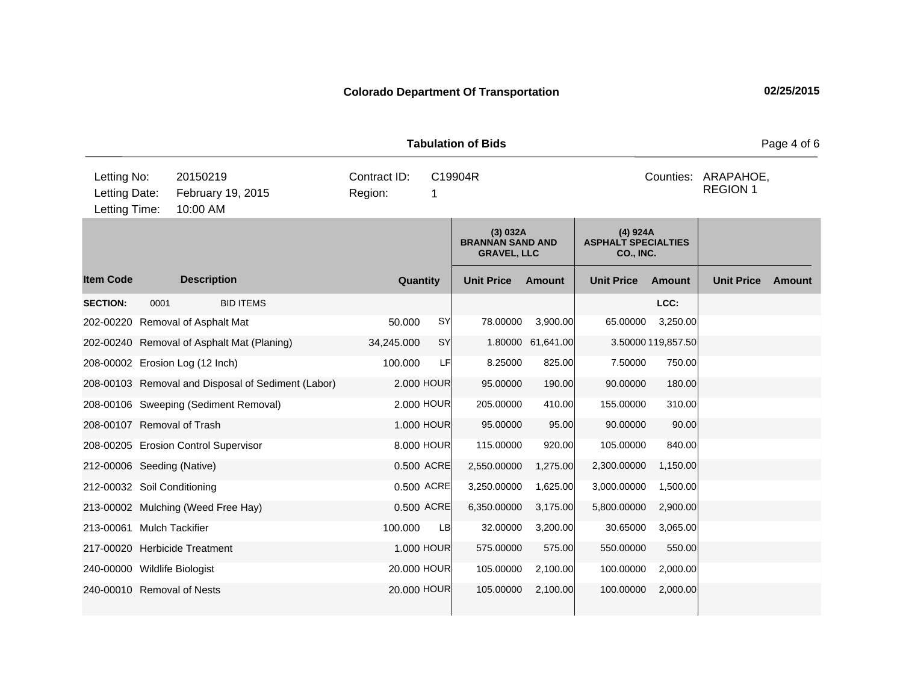**Colorado Department Of Transportation** 02/25/2015

**Tabulation of Bids**

| Letting No: | 20150219 | Contract ID: | C19904R | Counties: | ARAPAHOE, REGION 1 |
|---|---|---|---|---|---|
| Letting Date: | February 19, 2015 | Region: | 1 | | |
| Letting Time: | 10:00 AM | | | | |

| | | | | (3) 032A BRANNAN SAND AND GRAVEL, LLC | | (4) 924A ASPHALT SPECIALTIES CO., INC. | | | |
|---|---|---|---|---|---|---|---|---|---|
| **Item Code** | **Description** | **Quantity** | | **Unit Price** | **Amount** | **Unit Price** | **Amount** | **Unit Price** | **Amount** |
| **SECTION:** | 0001 BID ITEMS | | | | | | LCC: | | |
| 202-00220 | Removal of Asphalt Mat | 50.000 | SY | 78.00000 | 3,900.00 | 65.00000 | 3,250.00 | | |
| 202-00240 | Removal of Asphalt Mat (Planing) | 34,245.000 | SY | 1.80000 | 61,641.00 | 3.50000 | 119,857.50 | | |
| 208-00002 | Erosion Log (12 Inch) | 100.000 | LF | 8.25000 | 825.00 | 7.50000 | 750.00 | | |
| 208-00103 | Removal and Disposal of Sediment (Labor) | 2.000 | HOUR | 95.00000 | 190.00 | 90.00000 | 180.00 | | |
| 208-00106 | Sweeping (Sediment Removal) | 2.000 | HOUR | 205.00000 | 410.00 | 155.00000 | 310.00 | | |
| 208-00107 | Removal of Trash | 1.000 | HOUR | 95.00000 | 95.00 | 90.00000 | 90.00 | | |
| 208-00205 | Erosion Control Supervisor | 8.000 | HOUR | 115.00000 | 920.00 | 105.00000 | 840.00 | | |
| 212-00006 | Seeding (Native) | 0.500 | ACRE | 2,550.00000 | 1,275.00 | 2,300.00000 | 1,150.00 | | |
| 212-00032 | Soil Conditioning | 0.500 | ACRE | 3,250.00000 | 1,625.00 | 3,000.00000 | 1,500.00 | | |
| 213-00002 | Mulching (Weed Free Hay) | 0.500 | ACRE | 6,350.00000 | 3,175.00 | 5,800.00000 | 2,900.00 | | |
| 213-00061 | Mulch Tackifier | 100.000 | LB | 32.00000 | 3,200.00 | 30.65000 | 3,065.00 | | |
| 217-00020 | Herbicide Treatment | 1.000 | HOUR | 575.00000 | 575.00 | 550.00000 | 550.00 | | |
| 240-00000 | Wildlife Biologist | 20.000 | HOUR | 105.00000 | 2,100.00 | 100.00000 | 2,000.00 | | |
| 240-00010 | Removal of Nests | 20.000 | HOUR | 105.00000 | 2,100.00 | 100.00000 | 2,000.00 | | |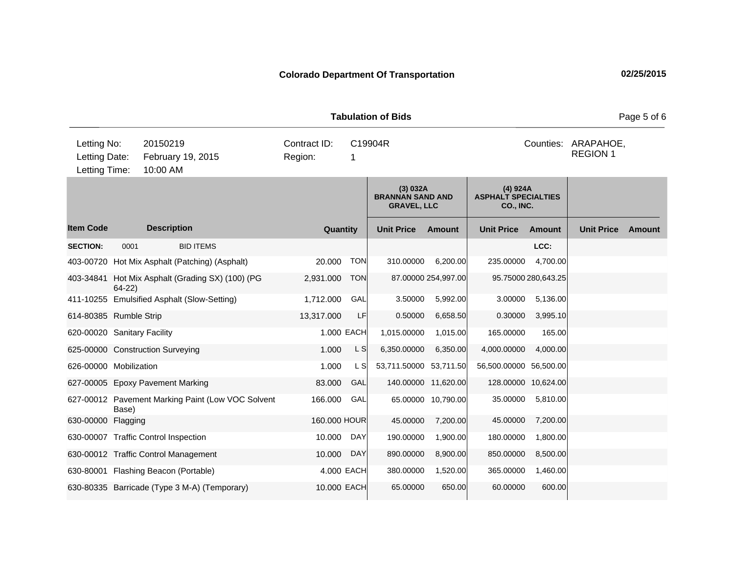**Colorado Department Of Transportation** 02/25/2015

**Tabulation of Bids**

| | | | |
|---|---|---|---|
| Letting No: | 20150219 | Contract ID: | C19904R |
| Letting Date: | February 19, 2015 | Region: | 1 |
| Letting Time: | 10:00 AM | | |

Counties: ARAPAHOE, REGION 1

| | | | | (3) 032A BRANNAN SAND AND GRAVEL, LLC | | (4) 924A ASPHALT SPECIALTIES CO., INC. | | | |
|---|---|---|---|---|---|---|---|---|---|
| **Item Code** | **Description** | **Quantity** | | **Unit Price** | **Amount** | **Unit Price** | **Amount** | **Unit Price** | **Amount** |
| **SECTION:** | 0001 BID ITEMS | | | | | | LCC: | | |
| 403-00720 | Hot Mix Asphalt (Patching) (Asphalt) | 20.000 | TON | 310.00000 | 6,200.00 | 235.00000 | 4,700.00 | | |
| 403-34841 | Hot Mix Asphalt (Grading SX) (100) (PG 64-22) | 2,931.000 | TON | 87.00000 | 254,997.00 | 95.75000 | 280,643.25 | | |
| 411-10255 | Emulsified Asphalt (Slow-Setting) | 1,712.000 | GAL | 3.50000 | 5,992.00 | 3.00000 | 5,136.00 | | |
| 614-80385 | Rumble Strip | 13,317.000 | LF | 0.50000 | 6,658.50 | 0.30000 | 3,995.10 | | |
| 620-00020 | Sanitary Facility | 1.000 | EACH | 1,015.00000 | 1,015.00 | 165.00000 | 165.00 | | |
| 625-00000 | Construction Surveying | 1.000 | L S | 6,350.00000 | 6,350.00 | 4,000.00000 | 4,000.00 | | |
| 626-00000 | Mobilization | 1.000 | L S | 53,711.50000 | 53,711.50 | 56,500.00000 | 56,500.00 | | |
| 627-00005 | Epoxy Pavement Marking | 83.000 | GAL | 140.00000 | 11,620.00 | 128.00000 | 10,624.00 | | |
| 627-00012 | Pavement Marking Paint (Low VOC Solvent Base) | 166.000 | GAL | 65.00000 | 10,790.00 | 35.00000 | 5,810.00 | | |
| 630-00000 | Flagging | 160.000 | HOUR | 45.00000 | 7,200.00 | 45.00000 | 7,200.00 | | |
| 630-00007 | Traffic Control Inspection | 10.000 | DAY | 190.00000 | 1,900.00 | 180.00000 | 1,800.00 | | |
| 630-00012 | Traffic Control Management | 10.000 | DAY | 890.00000 | 8,900.00 | 850.00000 | 8,500.00 | | |
| 630-80001 | Flashing Beacon (Portable) | 4.000 | EACH | 380.00000 | 1,520.00 | 365.00000 | 1,460.00 | | |
| 630-80335 | Barricade (Type 3 M-A) (Temporary) | 10.000 | EACH | 65.00000 | 650.00 | 60.00000 | 600.00 | | |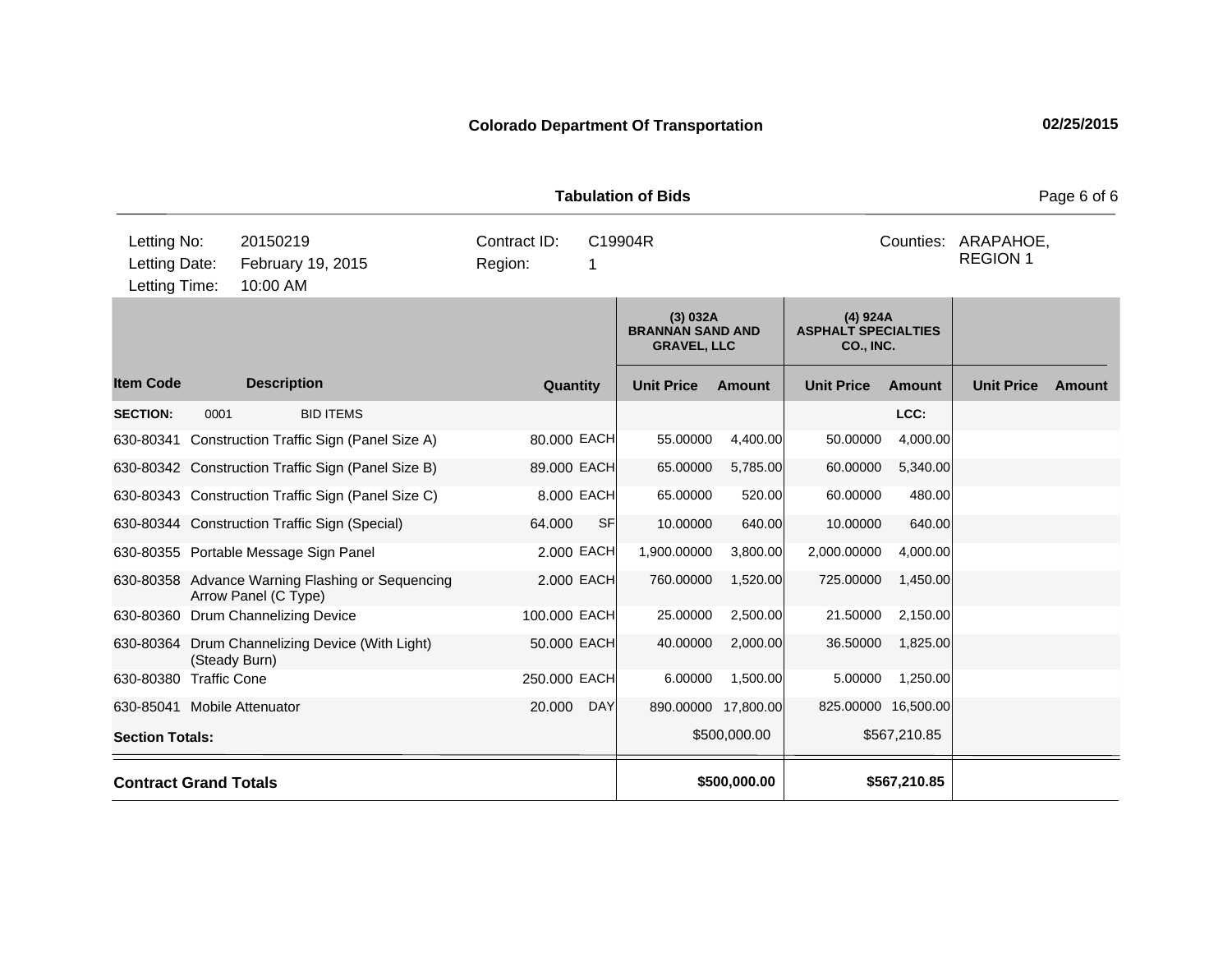**Colorado Department Of Transportation** 02/25/2015

**Tabulation of Bids**

| | | | | | |
|---|---|---|---|---|---|
| Letting No: | 20150219 | Contract ID: | C19904R | Counties: | ARAPAHOE, REGION 1 |
| Letting Date: | February 19, 2015 | Region: | 1 | | |
| Letting Time: | 10:00 AM | | | | |

| | | | | (3) 032A BRANNAN SAND AND GRAVEL, LLC | | (4) 924A ASPHALT SPECIALTIES CO., INC. | | | |
|---|---|---|---|---|---|---|---|---|---|
| **Item Code** | **Description** | **Quantity** | | **Unit Price** | **Amount** | **Unit Price** | **Amount** | **Unit Price** | **Amount** |
| **SECTION:** | 0001 BID ITEMS | | | | | | LCC: | | |
| 630-80341 | Construction Traffic Sign (Panel Size A) | 80.000 | EACH | 55.00000 | 4,400.00 | 50.00000 | 4,000.00 | | |
| 630-80342 | Construction Traffic Sign (Panel Size B) | 89.000 | EACH | 65.00000 | 5,785.00 | 60.00000 | 5,340.00 | | |
| 630-80343 | Construction Traffic Sign (Panel Size C) | 8.000 | EACH | 65.00000 | 520.00 | 60.00000 | 480.00 | | |
| 630-80344 | Construction Traffic Sign (Special) | 64.000 | SF | 10.00000 | 640.00 | 10.00000 | 640.00 | | |
| 630-80355 | Portable Message Sign Panel | 2.000 | EACH | 1,900.00000 | 3,800.00 | 2,000.00000 | 4,000.00 | | |
| 630-80358 | Advance Warning Flashing or Sequencing Arrow Panel (C Type) | 2.000 | EACH | 760.00000 | 1,520.00 | 725.00000 | 1,450.00 | | |
| 630-80360 | Drum Channelizing Device | 100.000 | EACH | 25.00000 | 2,500.00 | 21.50000 | 2,150.00 | | |
| 630-80364 | Drum Channelizing Device (With Light) (Steady Burn) | 50.000 | EACH | 40.00000 | 2,000.00 | 36.50000 | 1,825.00 | | |
| 630-80380 | Traffic Cone | 250.000 | EACH | 6.00000 | 1,500.00 | 5.00000 | 1,250.00 | | |
| 630-85041 | Mobile Attenuator | 20.000 | DAY | 890.00000 | 17,800.00 | 825.00000 | 16,500.00 | | |
| **Section Totals:** | | | | | $500,000.00 | | $567,210.85 | | |
| **Contract Grand Totals** | | | | | **$500,000.00** | | **$567,210.85** | | |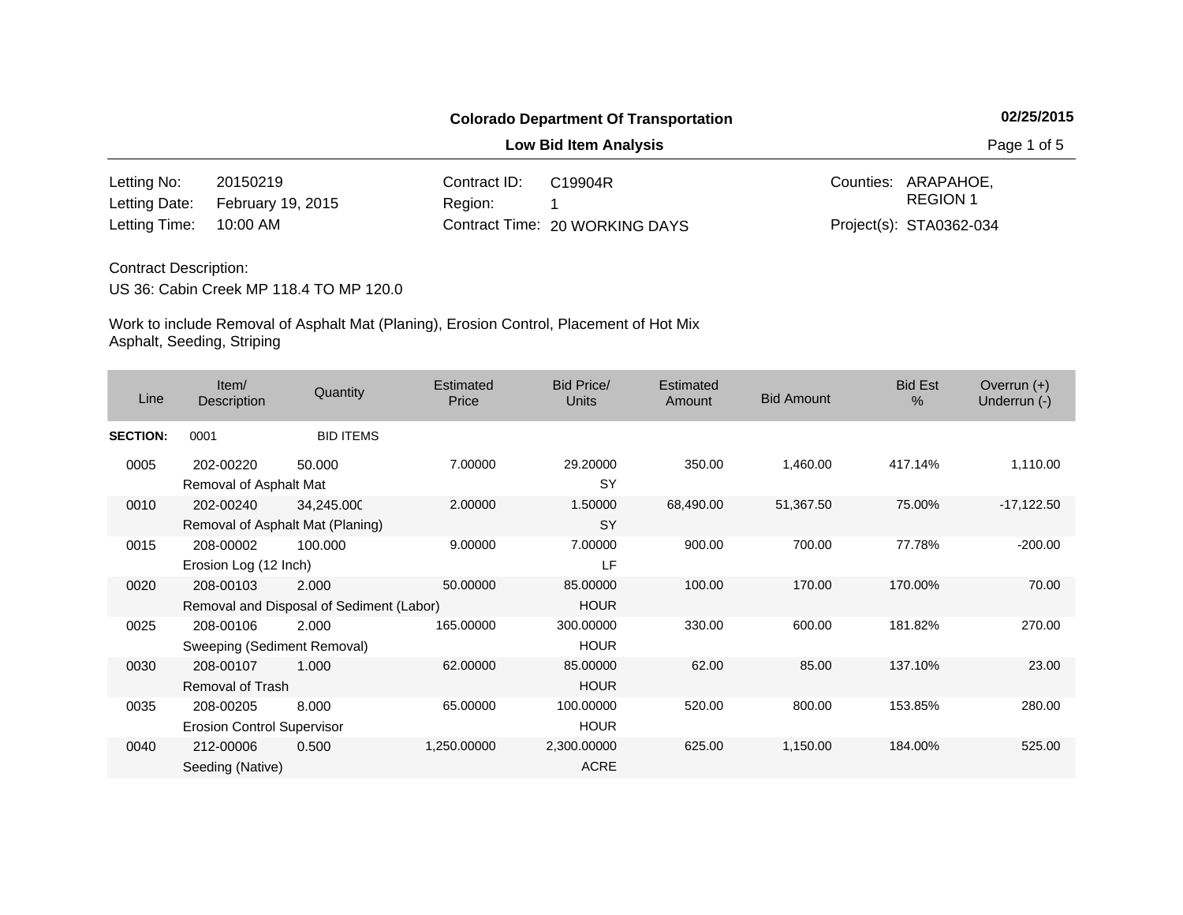**Colorado Department Of Transportation**

**02/25/2015**

**Low Bid Item Analysis**

| | | | | | |
|---|---|---|---|---|---|
| Letting No: | 20150219 | Contract ID: | C19904R | Counties: | ARAPAHOE, REGION 1 |
| Letting Date: | February 19, 2015 | Region: | 1 | | |
| Letting Time: | 10:00 AM | Contract Time: | 20 WORKING DAYS | Project(s): | STA0362-034 |

Contract Description:

US 36: Cabin Creek MP 118.4 TO MP 120.0

Work to include Removal of Asphalt Mat (Planing), Erosion Control, Placement of Hot Mix Asphalt, Seeding, Striping

| Line | Item/ Description | Quantity | Estimated Price | Bid Price/ Units | Estimated Amount | Bid Amount | Bid Est % | Overrun (+) Underrun (-) |
|---|---|---|---|---|---|---|---|---|
| **SECTION:** | 0001 | BID ITEMS | | | | | | |
| 0005 | 202-00220 Removal of Asphalt Mat | 50.000 | 7.00000 | 29.20000 SY | 350.00 | 1,460.00 | 417.14% | 1,110.00 |
| 0010 | 202-00240 Removal of Asphalt Mat (Planing) | 34,245.000 | 2.00000 | 1.50000 SY | 68,490.00 | 51,367.50 | 75.00% | -17,122.50 |
| 0015 | 208-00002 Erosion Log (12 Inch) | 100.000 | 9.00000 | 7.00000 LF | 900.00 | 700.00 | 77.78% | -200.00 |
| 0020 | 208-00103 Removal and Disposal of Sediment (Labor) | 2.000 | 50.00000 | 85.00000 HOUR | 100.00 | 170.00 | 170.00% | 70.00 |
| 0025 | 208-00106 Sweeping (Sediment Removal) | 2.000 | 165.00000 | 300.00000 HOUR | 330.00 | 600.00 | 181.82% | 270.00 |
| 0030 | 208-00107 Removal of Trash | 1.000 | 62.00000 | 85.00000 HOUR | 62.00 | 85.00 | 137.10% | 23.00 |
| 0035 | 208-00205 Erosion Control Supervisor | 8.000 | 65.00000 | 100.00000 HOUR | 520.00 | 800.00 | 153.85% | 280.00 |
| 0040 | 212-00006 Seeding (Native) | 0.500 | 1,250.00000 | 2,300.00000 ACRE | 625.00 | 1,150.00 | 184.00% | 525.00 |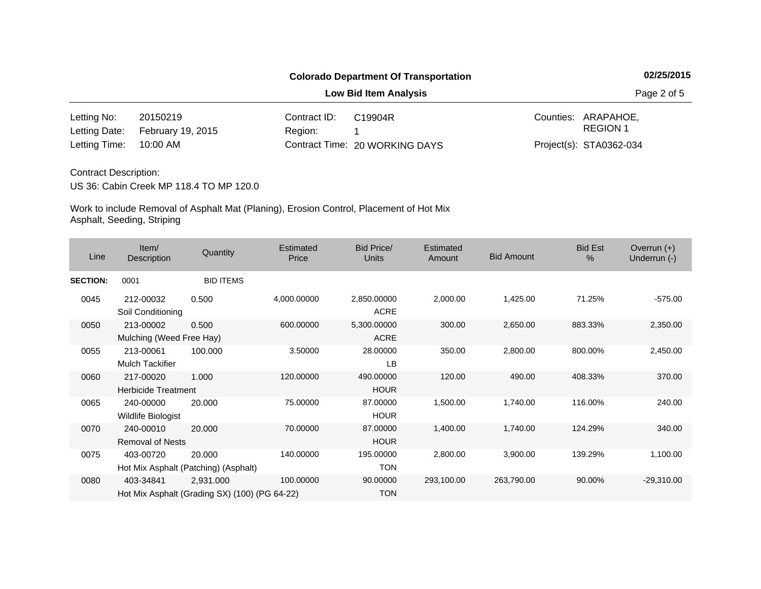**Colorado Department Of Transportation**

**Low Bid Item Analysis**

| | | | | | |
|---|---|---|---|---|---|
| Letting No: | 20150219 | Contract ID: | C19904R | Counties: | ARAPAHOE, REGION 1 |
| Letting Date: | February 19, 2015 | Region: | 1 | | |
| Letting Time: | 10:00 AM | Contract Time: | 20 WORKING DAYS | Project(s): | STA0362-034 |

Contract Description:

US 36: Cabin Creek MP 118.4 TO MP 120.0

Work to include Removal of Asphalt Mat (Planing), Erosion Control, Placement of Hot Mix Asphalt, Seeding, Striping

| Line | Item/ Description | Quantity | Estimated Price | Bid Price/ Units | Estimated Amount | Bid Amount | Bid Est % | Overrun (+) Underrun (-) |
|---|---|---|---|---|---|---|---|---|
| **SECTION:** | 0001 | BID ITEMS | | | | | | |
| 0045 | 212-00032 Soil Conditioning | 0.500 | 4,000.00000 | 2,850.00000 ACRE | 2,000.00 | 1,425.00 | 71.25% | -575.00 |
| 0050 | 213-00002 Mulching (Weed Free Hay) | 0.500 | 600.00000 | 5,300.00000 ACRE | 300.00 | 2,650.00 | 883.33% | 2,350.00 |
| 0055 | 213-00061 Mulch Tackifier | 100.000 | 3.50000 | 28.00000 LB | 350.00 | 2,800.00 | 800.00% | 2,450.00 |
| 0060 | 217-00020 Herbicide Treatment | 1.000 | 120.00000 | 490.00000 HOUR | 120.00 | 490.00 | 408.33% | 370.00 |
| 0065 | 240-00000 Wildlife Biologist | 20.000 | 75.00000 | 87.00000 HOUR | 1,500.00 | 1,740.00 | 116.00% | 240.00 |
| 0070 | 240-00010 Removal of Nests | 20.000 | 70.00000 | 87.00000 HOUR | 1,400.00 | 1,740.00 | 124.29% | 340.00 |
| 0075 | 403-00720 Hot Mix Asphalt (Patching) (Asphalt) | 20.000 | 140.00000 | 195.00000 TON | 2,800.00 | 3,900.00 | 139.29% | 1,100.00 |
| 0080 | 403-34841 Hot Mix Asphalt (Grading SX) (100) (PG 64-22) | 2,931.000 | 100.00000 | 90.00000 TON | 293,100.00 | 263,790.00 | 90.00% | -29,310.00 |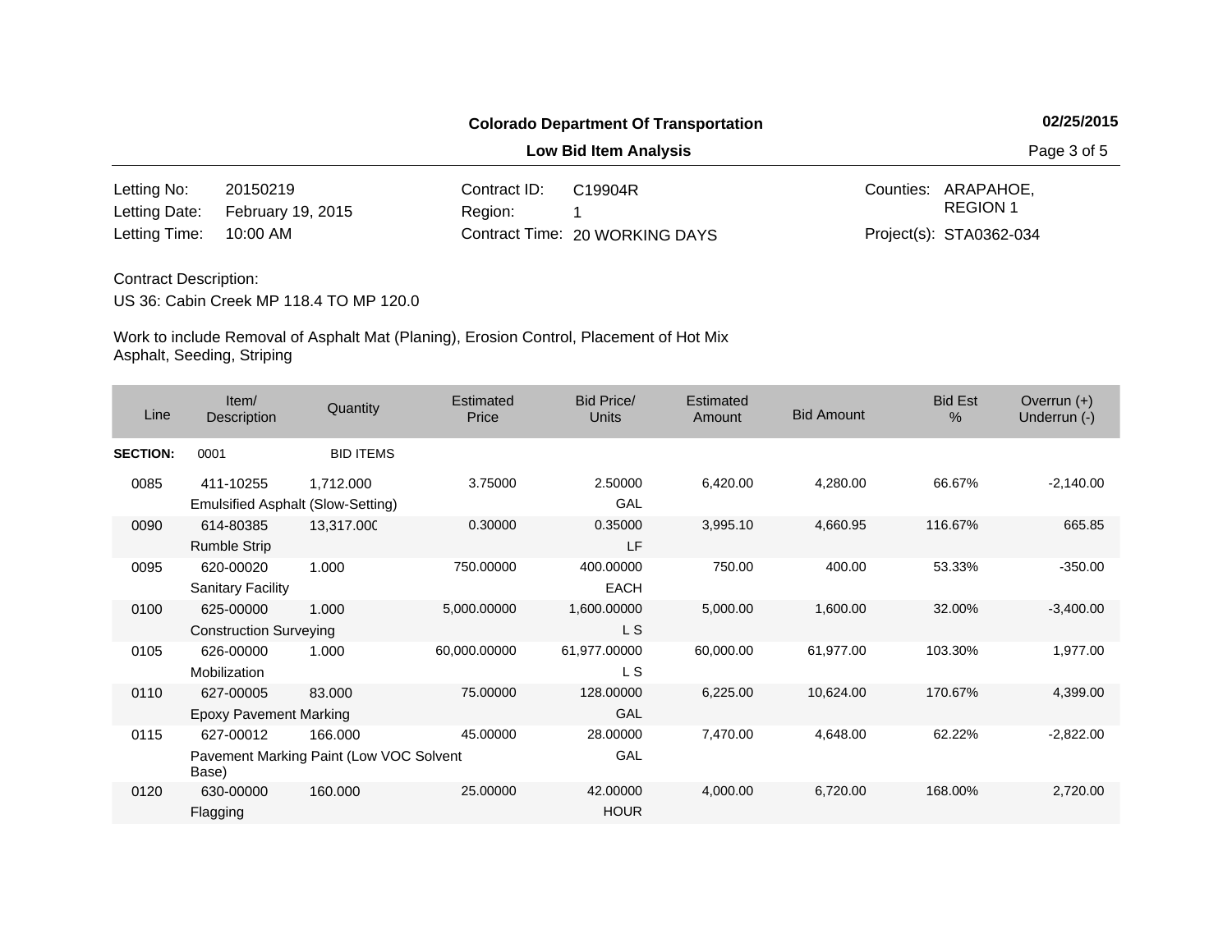**Colorado Department Of Transportation**

**Low Bid Item Analysis**

**02/25/2015**

| | | | | | |
|---|---|---|---|---|---|
| Letting No: | 20150219 | Contract ID: | C19904R | Counties: | ARAPAHOE, REGION 1 |
| Letting Date: | February 19, 2015 | Region: | 1 | | |
| Letting Time: | 10:00 AM | Contract Time: | 20 WORKING DAYS | Project(s): | STA0362-034 |

Contract Description:

US 36: Cabin Creek MP 118.4 TO MP 120.0

Work to include Removal of Asphalt Mat (Planing), Erosion Control, Placement of Hot Mix Asphalt, Seeding, Striping

| Line | Item/ Description | Quantity | Estimated Price | Bid Price/ Units | Estimated Amount | Bid Amount | Bid Est % | Overrun (+) Underrun (-) |
|---|---|---|---|---|---|---|---|---|
| **SECTION:** | 0001 | BID ITEMS | | | | | | |
| 0085 | 411-10255 Emulsified Asphalt (Slow-Setting) | 1,712.000 | 3.75000 | 2.50000 GAL | 6,420.00 | 4,280.00 | 66.67% | -2,140.00 |
| 0090 | 614-80385 Rumble Strip | 13,317.000 | 0.30000 | 0.35000 LF | 3,995.10 | 4,660.95 | 116.67% | 665.85 |
| 0095 | 620-00020 Sanitary Facility | 1.000 | 750.00000 | 400.00000 EACH | 750.00 | 400.00 | 53.33% | -350.00 |
| 0100 | 625-00000 Construction Surveying | 1.000 | 5,000.00000 | 1,600.00000 L S | 5,000.00 | 1,600.00 | 32.00% | -3,400.00 |
| 0105 | 626-00000 Mobilization | 1.000 | 60,000.00000 | 61,977.00000 L S | 60,000.00 | 61,977.00 | 103.30% | 1,977.00 |
| 0110 | 627-00005 Epoxy Pavement Marking | 83.000 | 75.00000 | 128.00000 GAL | 6,225.00 | 10,624.00 | 170.67% | 4,399.00 |
| 0115 | 627-00012 Pavement Marking Paint (Low VOC Solvent Base) | 166.000 | 45.00000 | 28.00000 GAL | 7,470.00 | 4,648.00 | 62.22% | -2,822.00 |
| 0120 | 630-00000 Flagging | 160.000 | 25.00000 | 42.00000 HOUR | 4,000.00 | 6,720.00 | 168.00% | 2,720.00 |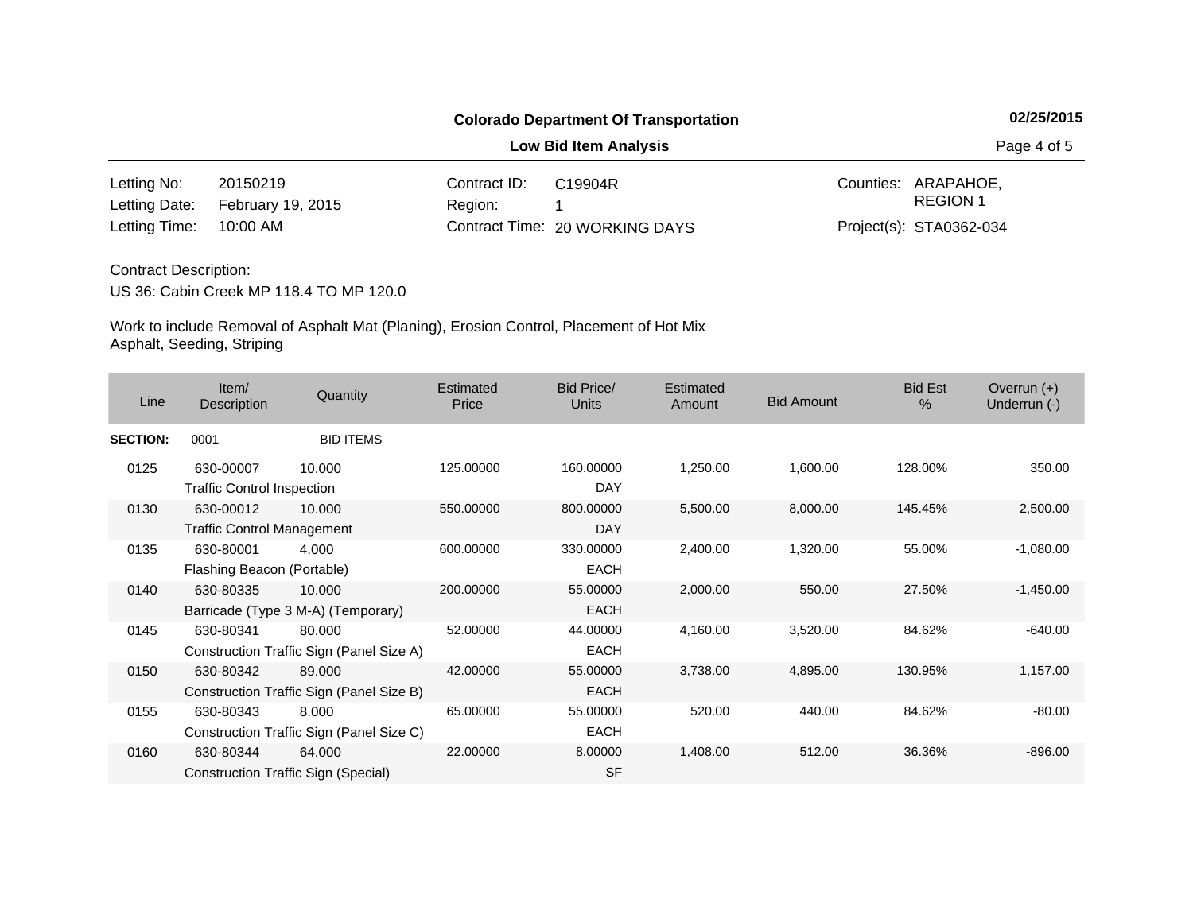**Colorado Department Of Transportation**

**02/25/2015**

**Low Bid Item Analysis**

| | | | | | |
|---|---|---|---|---|---|
| Letting No: | 20150219 | Contract ID: | C19904R | Counties: | ARAPAHOE, REGION 1 |
| Letting Date: | February 19, 2015 | Region: | 1 | | |
| Letting Time: | 10:00 AM | Contract Time: | 20 WORKING DAYS | Project(s): | STA0362-034 |

Contract Description:

US 36: Cabin Creek MP 118.4 TO MP 120.0

Work to include Removal of Asphalt Mat (Planing), Erosion Control, Placement of Hot Mix Asphalt, Seeding, Striping

| Line | Item/ Description | Quantity | Estimated Price | Bid Price/ Units | Estimated Amount | Bid Amount | Bid Est % | Overrun (+) Underrun (-) |
|---|---|---|---|---|---|---|---|---|
| **SECTION:** | 0001 | BID ITEMS | | | | | | |
| 0125 | 630-00007 Traffic Control Inspection | 10.000 | 125.00000 | 160.00000 DAY | 1,250.00 | 1,600.00 | 128.00% | 350.00 |
| 0130 | 630-00012 Traffic Control Management | 10.000 | 550.00000 | 800.00000 DAY | 5,500.00 | 8,000.00 | 145.45% | 2,500.00 |
| 0135 | 630-80001 Flashing Beacon (Portable) | 4.000 | 600.00000 | 330.00000 EACH | 2,400.00 | 1,320.00 | 55.00% | -1,080.00 |
| 0140 | 630-80335 Barricade (Type 3 M-A) (Temporary) | 10.000 | 200.00000 | 55.00000 EACH | 2,000.00 | 550.00 | 27.50% | -1,450.00 |
| 0145 | 630-80341 Construction Traffic Sign (Panel Size A) | 80.000 | 52.00000 | 44.00000 EACH | 4,160.00 | 3,520.00 | 84.62% | -640.00 |
| 0150 | 630-80342 Construction Traffic Sign (Panel Size B) | 89.000 | 42.00000 | 55.00000 EACH | 3,738.00 | 4,895.00 | 130.95% | 1,157.00 |
| 0155 | 630-80343 Construction Traffic Sign (Panel Size C) | 8.000 | 65.00000 | 55.00000 EACH | 520.00 | 440.00 | 84.62% | -80.00 |
| 0160 | 630-80344 Construction Traffic Sign (Special) | 64.000 | 22.00000 | 8.00000 SF | 1,408.00 | 512.00 | 36.36% | -896.00 |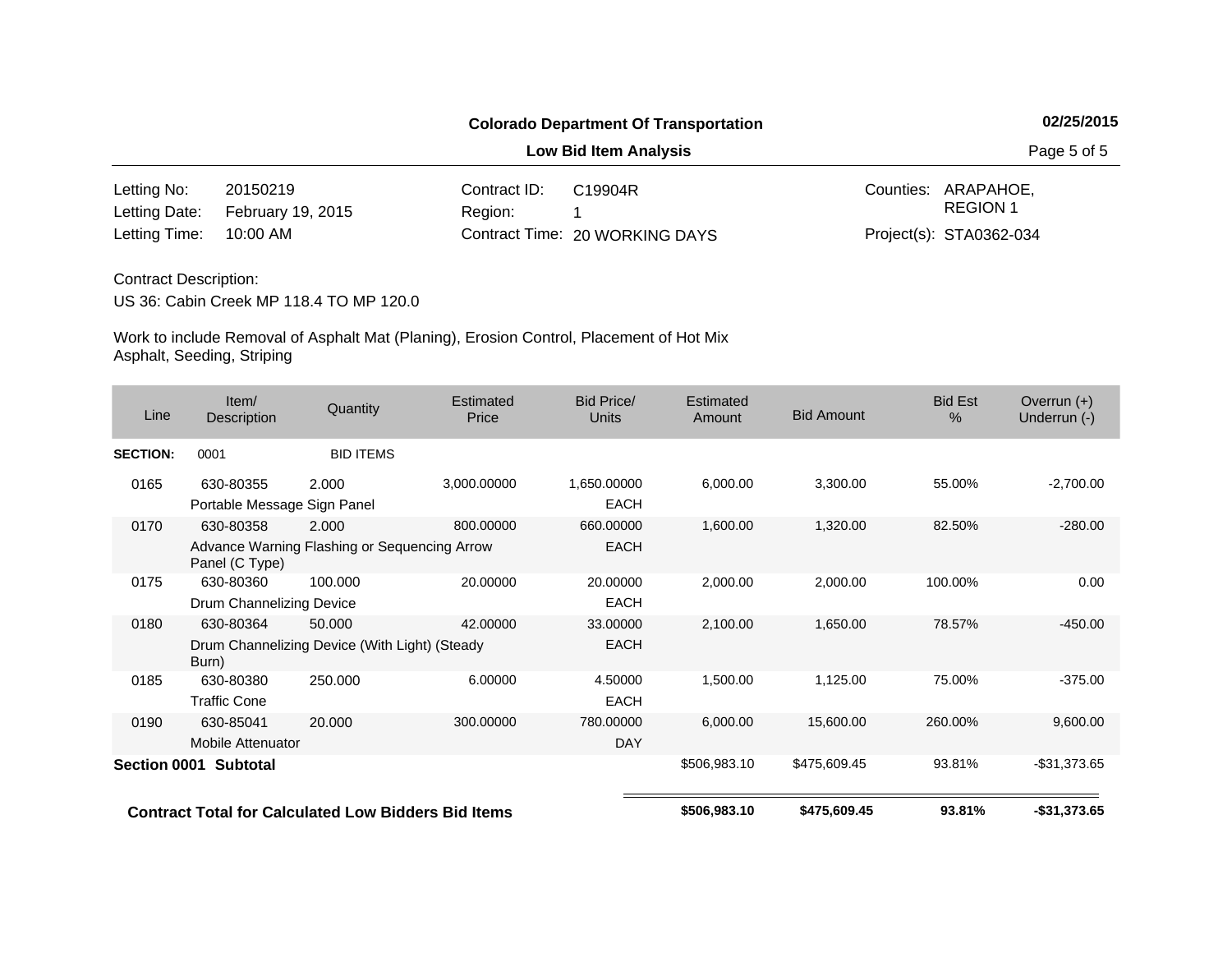**Colorado Department Of Transportation**

**Low Bid Item Analysis**

**02/25/2015**

| | | | | | |
|---|---|---|---|---|---|
| Letting No: | 20150219 | Contract ID: | C19904R | Counties: | ARAPAHOE, REGION 1 |
| Letting Date: | February 19, 2015 | Region: | 1 | | |
| Letting Time: | 10:00 AM | Contract Time: | 20 WORKING DAYS | Project(s): | STA0362-034 |

Contract Description:

US 36: Cabin Creek MP 118.4 TO MP 120.0

Work to include Removal of Asphalt Mat (Planing), Erosion Control, Placement of Hot Mix Asphalt, Seeding, Striping

| Line | Item/ Description | Quantity | Estimated Price | Bid Price/ Units | Estimated Amount | Bid Amount | Bid Est % | Overrun (+) Underrun (-) |
|---|---|---|---|---|---|---|---|---|
| **SECTION:** | 0001 | BID ITEMS | | | | | | |
| 0165 | 630-80355 Portable Message Sign Panel | 2.000 | 3,000.00000 | 1,650.00000 EACH | 6,000.00 | 3,300.00 | 55.00% | -2,700.00 |
| 0170 | 630-80358 Advance Warning Flashing or Sequencing Arrow Panel (C Type) | 2.000 | 800.00000 | 660.00000 EACH | 1,600.00 | 1,320.00 | 82.50% | -280.00 |
| 0175 | 630-80360 Drum Channelizing Device | 100.000 | 20.00000 | 20.00000 EACH | 2,000.00 | 2,000.00 | 100.00% | 0.00 |
| 0180 | 630-80364 Drum Channelizing Device (With Light) (Steady Burn) | 50.000 | 42.00000 | 33.00000 EACH | 2,100.00 | 1,650.00 | 78.57% | -450.00 |
| 0185 | 630-80380 Traffic Cone | 250.000 | 6.00000 | 4.50000 EACH | 1,500.00 | 1,125.00 | 75.00% | -375.00 |
| 0190 | 630-85041 Mobile Attenuator | 20.000 | 300.00000 | 780.00000 DAY | 6,000.00 | 15,600.00 | 260.00% | 9,600.00 |
| **Section 0001 Subtotal** | | | | | $506,983.10 | $475,609.45 | 93.81% | -$31,373.65 |
| **Contract Total for Calculated Low Bidders Bid Items** | | | | | **$506,983.10** | **$475,609.45** | **93.81%** | **-$31,373.65** |